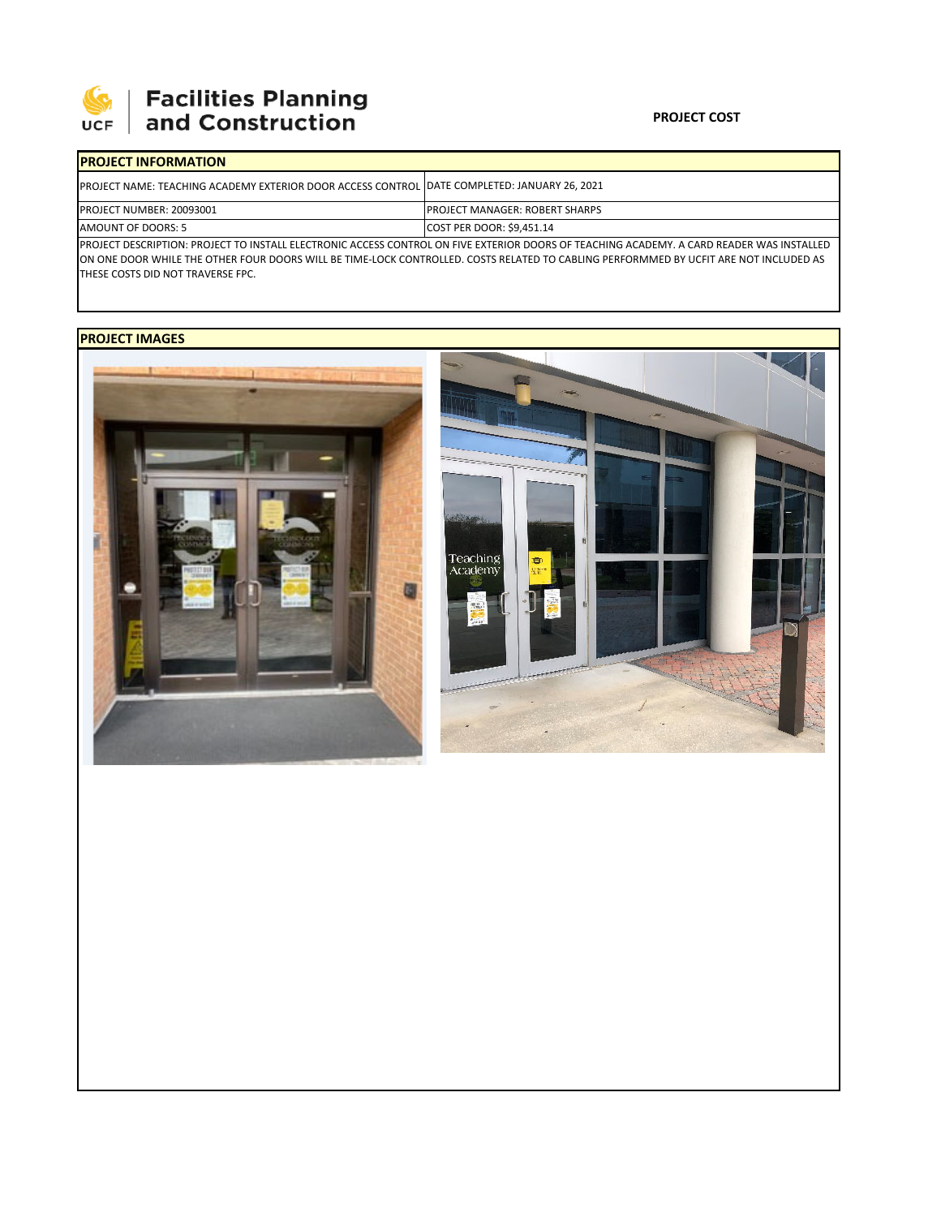Facilities Planning and Construction

**PROJECT COST**

## PROJECT INFORMATION

| | |
|---|---|
| PROJECT NAME: TEACHING ACADEMY EXTERIOR DOOR ACCESS CONTROL | DATE COMPLETED: JANUARY 26, 2021 |
| PROJECT NUMBER: 20093001 | PROJECT MANAGER: ROBERT SHARPS |
| AMOUNT OF DOORS: 5 | COST PER DOOR: $9,451.14 |

PROJECT DESCRIPTION: PROJECT TO INSTALL ELECTRONIC ACCESS CONTROL ON FIVE EXTERIOR DOORS OF TEACHING ACADEMY. A CARD READER WAS INSTALLED ON ONE DOOR WHILE THE OTHER FOUR DOORS WILL BE TIME-LOCK CONTROLLED. COSTS RELATED TO CABLING PERFORMMED BY UCFIT ARE NOT INCLUDED AS THESE COSTS DID NOT TRAVERSE FPC.

## PROJECT IMAGES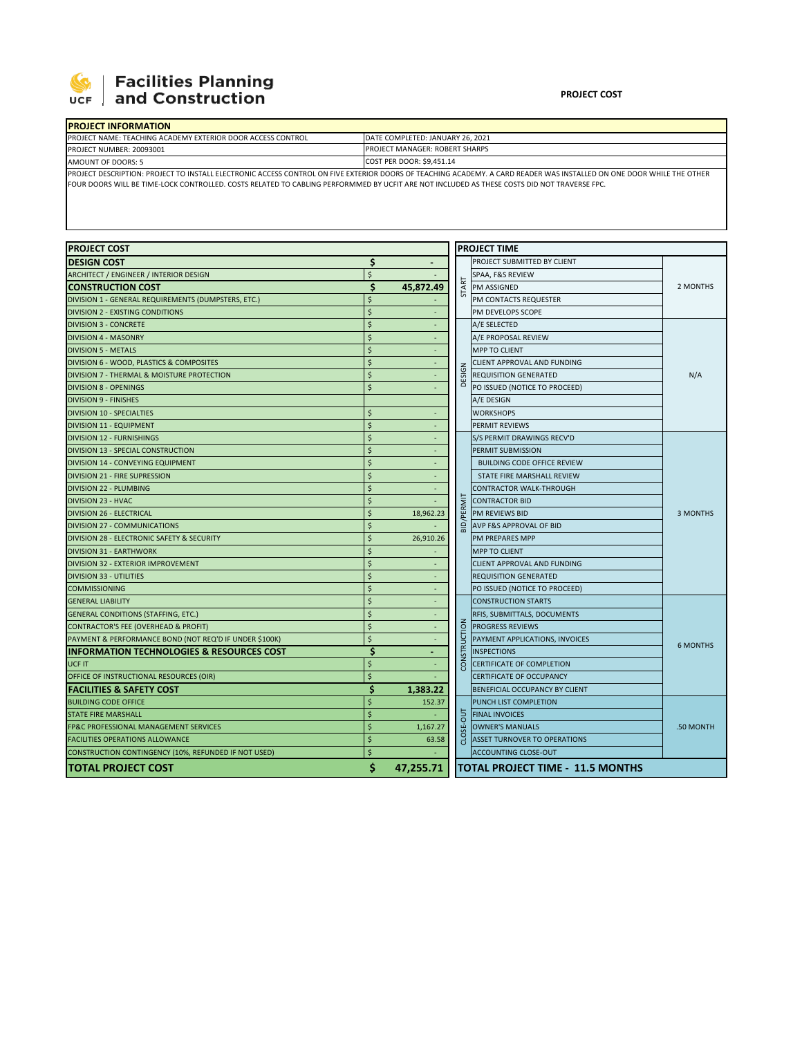**Facilities Planning and Construction**

**PROJECT COST**

| PROJECT INFORMATION | |
|---|---|
| PROJECT NAME: TEACHING ACADEMY EXTERIOR DOOR ACCESS CONTROL | DATE COMPLETED: JANUARY 26, 2021 |
| PROJECT NUMBER: 20093001 | PROJECT MANAGER: ROBERT SHARPS |
| AMOUNT OF DOORS: 5 | COST PER DOOR: $9,451.14 |

PROJECT DESCRIPTION: PROJECT TO INSTALL ELECTRONIC ACCESS CONTROL ON FIVE EXTERIOR DOORS OF TEACHING ACADEMY. A CARD READER WAS INSTALLED ON ONE DOOR WHILE THE OTHER FOUR DOORS WILL BE TIME-LOCK CONTROLLED. COSTS RELATED TO CABLING PERFORMMED BY UCFIT ARE NOT INCLUDED AS THESE COSTS DID NOT TRAVERSE FPC.

| PROJECT COST | | |
|---|---|---|
| **DESIGN COST** | **$** | **-** |
| ARCHITECT / ENGINEER / INTERIOR DESIGN | $ | - |
| **CONSTRUCTION COST** | **$** | **45,872.49** |
| DIVISION 1 - GENERAL REQUIREMENTS (DUMPSTERS, ETC.) | $ | - |
| DIVISION 2 - EXISTING CONDITIONS | $ | - |
| DIVISION 3 - CONCRETE | $ | - |
| DIVISION 4 - MASONRY | $ | - |
| DIVISION 5 - METALS | $ | - |
| DIVISION 6 - WOOD, PLASTICS & COMPOSITES | $ | - |
| DIVISION 7 - THERMAL & MOISTURE PROTECTION | $ | - |
| DIVISION 8 - OPENINGS | $ | - |
| DIVISION 9 - FINISHES | | |
| DIVISION 10 - SPECIALTIES | $ | - |
| DIVISION 11 - EQUIPMENT | $ | - |
| DIVISION 12 - FURNISHINGS | $ | - |
| DIVISION 13 - SPECIAL CONSTRUCTION | $ | - |
| DIVISION 14 - CONVEYING EQUIPMENT | $ | - |
| DIVISION 21 - FIRE SUPRESSION | $ | - |
| DIVISION 22 - PLUMBING | $ | - |
| DIVISION 23 - HVAC | $ | - |
| DIVISION 26 - ELECTRICAL | $ | 18,962.23 |
| DIVISION 27 - COMMUNICATIONS | $ | - |
| DIVISION 28 - ELECTRONIC SAFETY & SECURITY | $ | 26,910.26 |
| DIVISION 31 - EARTHWORK | $ | - |
| DIVISION 32 - EXTERIOR IMPROVEMENT | $ | - |
| DIVISION 33 - UTILITIES | $ | - |
| COMMISSIONING | $ | - |
| GENERAL LIABILITY | $ | - |
| GENERAL CONDITIONS (STAFFING, ETC.) | $ | - |
| CONTRACTOR'S FEE (OVERHEAD & PROFIT) | $ | - |
| PAYMENT & PERFORMANCE BOND (NOT REQ'D IF UNDER $100K) | $ | - |
| **INFORMATION TECHNOLOGIES & RESOURCES COST** | **$** | **-** |
| UCF IT | $ | - |
| OFFICE OF INSTRUCTIONAL RESOURCES (OIR) | $ | - |
| **FACILITIES & SAFETY COST** | **$** | **1,383.22** |
| BUILDING CODE OFFICE | $ | 152.37 |
| STATE FIRE MARSHALL | $ | - |
| FP&C PROFESSIONAL MANAGEMENT SERVICES | $ | 1,167.27 |
| FACILITIES OPERATIONS ALLOWANCE | $ | 63.58 |
| CONSTRUCTION CONTINGENCY (10%, REFUNDED IF NOT USED) | $ | - |
| **TOTAL PROJECT COST** | **$** | **47,255.71** |

| PROJECT TIME | | |
|---|---|---|
| START | PROJECT SUBMITTED BY CLIENT | 2 MONTHS |
| | SPAA, F&S REVIEW | |
| | PM ASSIGNED | |
| | PM CONTACTS REQUESTER | |
| | PM DEVELOPS SCOPE | |
| DESIGN | A/E SELECTED | N/A |
| | A/E PROPOSAL REVIEW | |
| | MPP TO CLIENT | |
| | CLIENT APPROVAL AND FUNDING | |
| | REQUISITION GENERATED | |
| | PO ISSUED (NOTICE TO PROCEED) | |
| | A/E DESIGN | |
| | WORKSHOPS | |
| | PERMIT REVIEWS | |
| BID/PERMIT | S/S PERMIT DRAWINGS RECV'D | 3 MONTHS |
| | PERMIT SUBMISSION | |
| | BUILDING CODE OFFICE REVIEW | |
| | STATE FIRE MARSHALL REVIEW | |
| | CONTRACTOR WALK-THROUGH | |
| | CONTRACTOR BID | |
| | PM REVIEWS BID | |
| | AVP F&S APPROVAL OF BID | |
| | PM PREPARES MPP | |
| | MPP TO CLIENT | |
| | CLIENT APPROVAL AND FUNDING | |
| | REQUISITION GENERATED | |
| | PO ISSUED (NOTICE TO PROCEED) | |
| CONSTRUCTION | CONSTRUCTION STARTS | 6 MONTHS |
| | RFIS, SUBMITTALS, DOCUMENTS | |
| | PROGRESS REVIEWS | |
| | PAYMENT APPLICATIONS, INVOICES | |
| | INSPECTIONS | |
| | CERTIFICATE OF COMPLETION | |
| | CERTIFICATE OF OCCUPANCY | |
| | BENEFICIAL OCCUPANCY BY CLIENT | |
| CLOSE-OUT | PUNCH LIST COMPLETION | .50 MONTH |
| | FINAL INVOICES | |
| | OWNER'S MANUALS | |
| | ASSET TURNOVER TO OPERATIONS | |
| | ACCOUNTING CLOSE-OUT | |
| **TOTAL PROJECT TIME - 11.5 MONTHS** | | |